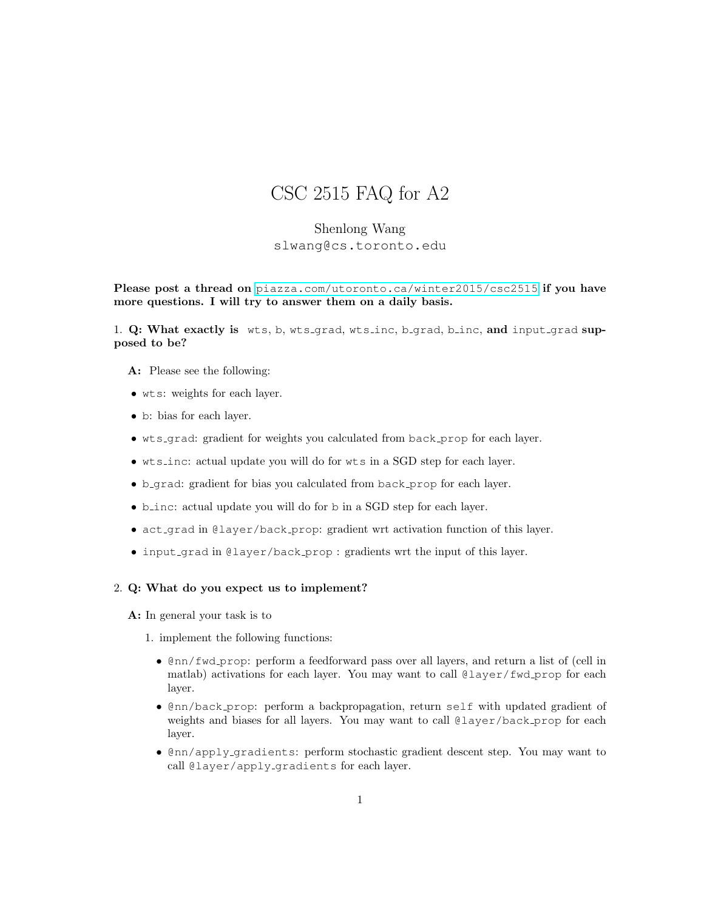# CSC 2515 FAQ for A2

Shenlong Wang
slwang@cs.toronto.edu

**Please post a thread on piazza.com/utoronto.ca/winter2015/csc2515 if you have more questions. I will try to answer them on a daily basis.**

1. **Q: What exactly is** `wts`, `b`, `wts_grad`, `wts_inc`, `b_grad`, `b_inc`, **and** `input_grad` **supposed to be?**

   **A:** Please see the following:

   - `wts`: weights for each layer.
   - `b`: bias for each layer.
   - `wts_grad`: gradient for weights you calculated from `back_prop` for each layer.
   - `wts_inc`: actual update you will do for `wts` in a SGD step for each layer.
   - `b_grad`: gradient for bias you calculated from `back_prop` for each layer.
   - `b_inc`: actual update you will do for `b` in a SGD step for each layer.
   - `act_grad` in `@layer/back_prop`: gradient wrt activation function of this layer.
   - `input_grad` in `@layer/back_prop` : gradients wrt the input of this layer.

2. **Q: What do you expect us to implement?**

   **A:** In general your task is to

   1. implement the following functions:

      - `@nn/fwd_prop`: perform a feedforward pass over all layers, and return a list of (cell in matlab) activations for each layer. You may want to call `@layer/fwd_prop` for each layer.
      - `@nn/back_prop`: perform a backpropagation, return `self` with updated gradient of weights and biases for all layers. You may want to call `@layer/back_prop` for each layer.
      - `@nn/apply_gradients`: perform stochastic gradient descent step. You may want to call `@layer/apply_gradients` for each layer.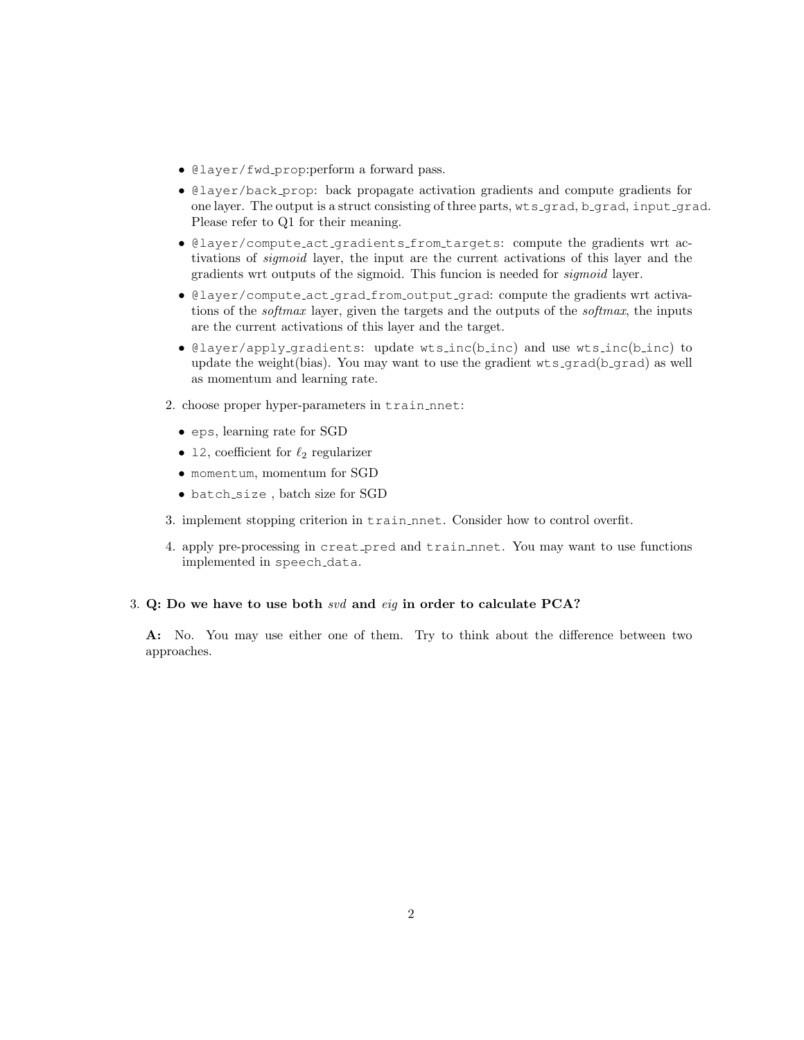- `@layer/fwd_prop`:perform a forward pass.
- `@layer/back_prop`: back propagate activation gradients and compute gradients for one layer. The output is a struct consisting of three parts, `wts_grad`, `b_grad`, `input_grad`. Please refer to Q1 for their meaning.
- `@layer/compute_act_gradients_from_targets`: compute the gradients wrt activations of *sigmoid* layer, the input are the current activations of this layer and the gradients wrt outputs of the sigmoid. This funcion is needed for *sigmoid* layer.
- `@layer/compute_act_grad_from_output_grad`: compute the gradients wrt activations of the *softmax* layer, given the targets and the outputs of the *softmax*, the inputs are the current activations of this layer and the target.
- `@layer/apply_gradients`: update `wts_inc`(`b_inc`) and use `wts_inc`(`b_inc`) to update the weight(bias). You may want to use the gradient `wts_grad`(`b_grad`) as well as momentum and learning rate.

2. choose proper hyper-parameters in `train_nnet`:
   - `eps`, learning rate for SGD
   - `l2`, coefficient for $\ell_2$ regularizer
   - `momentum`, momentum for SGD
   - `batch_size` , batch size for SGD
3. implement stopping criterion in `train_nnet`. Consider how to control overfit.
4. apply pre-processing in `creat_pred` and `train_nnet`. You may want to use functions implemented in `speech_data`.

3. **Q: Do we have to use both *svd* and *eig* in order to calculate PCA?**

   **A:** No. You may use either one of them. Try to think about the difference between two approaches.